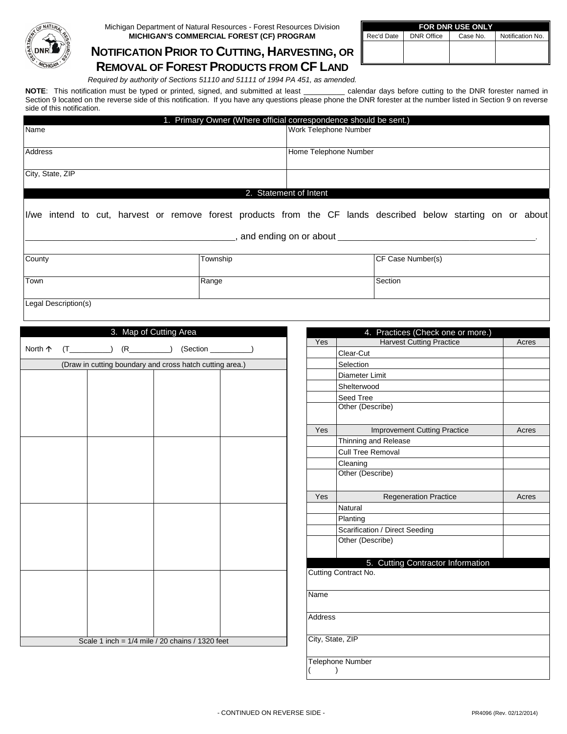Michigan Department of Natural Resources - Forest Resources Division
**MICHIGAN'S COMMERCIAL FOREST (CF) PROGRAM**

# NOTIFICATION PRIOR TO CUTTING, HARVESTING, OR REMOVAL OF FOREST PRODUCTS FROM CF LAND

| FOR DNR USE ONLY | | | |
|---|---|---|---|
| Rec'd Date | DNR Office | Case No. | Notification No. |
| | | | |

*Required by authority of Sections 51110 and 51111 of 1994 PA 451, as amended.*

**NOTE**: This notification must be typed or printed, signed, and submitted at least __________ calendar days before cutting to the DNR forester named in Section 9 located on the reverse side of this notification. If you have any questions please phone the DNR forester at the number listed in Section 9 on reverse side of this notification.

## 1. Primary Owner (Where official correspondence should be sent.)

| | |
|---|---|
| Name | Work Telephone Number |
| Address | Home Telephone Number |
| City, State, ZIP | |

## 2. Statement of Intent

I/we intend to cut, harvest or remove forest products from the CF lands described below starting on or about __________________________________________, and ending on or about _________________________________________.

| | | |
|---|---|---|
| County | Township | CF Case Number(s) |
| Town | Range | Section |
| Legal Description(s) | | |

## 3. Map of Cutting Area

North ↑ (T__________) (R__________) (Section __________)

(Draw in cutting boundary and cross hatch cutting area.)

Scale 1 inch = 1/4 mile / 20 chains / 1320 feet

## 4. Practices (Check one or more.)

| Yes | Harvest Cutting Practice | Acres |
|---|---|---|
| | Clear-Cut | |
| | Selection | |
| | Diameter Limit | |
| | Shelterwood | |
| | Seed Tree | |
| | Other (Describe) | |
| **Yes** | **Improvement Cutting Practice** | **Acres** |
| | Thinning and Release | |
| | Cull Tree Removal | |
| | Cleaning | |
| | Other (Describe) | |
| **Yes** | **Regeneration Practice** | **Acres** |
| | Natural | |
| | Planting | |
| | Scarification / Direct Seeding | |
| | Other (Describe) | |

## 5. Cutting Contractor Information

Cutting Contract No.

Name

Address

City, State, ZIP

Telephone Number
(        )

- CONTINUED ON REVERSE SIDE -

PR4096 (Rev. 02/12/2014)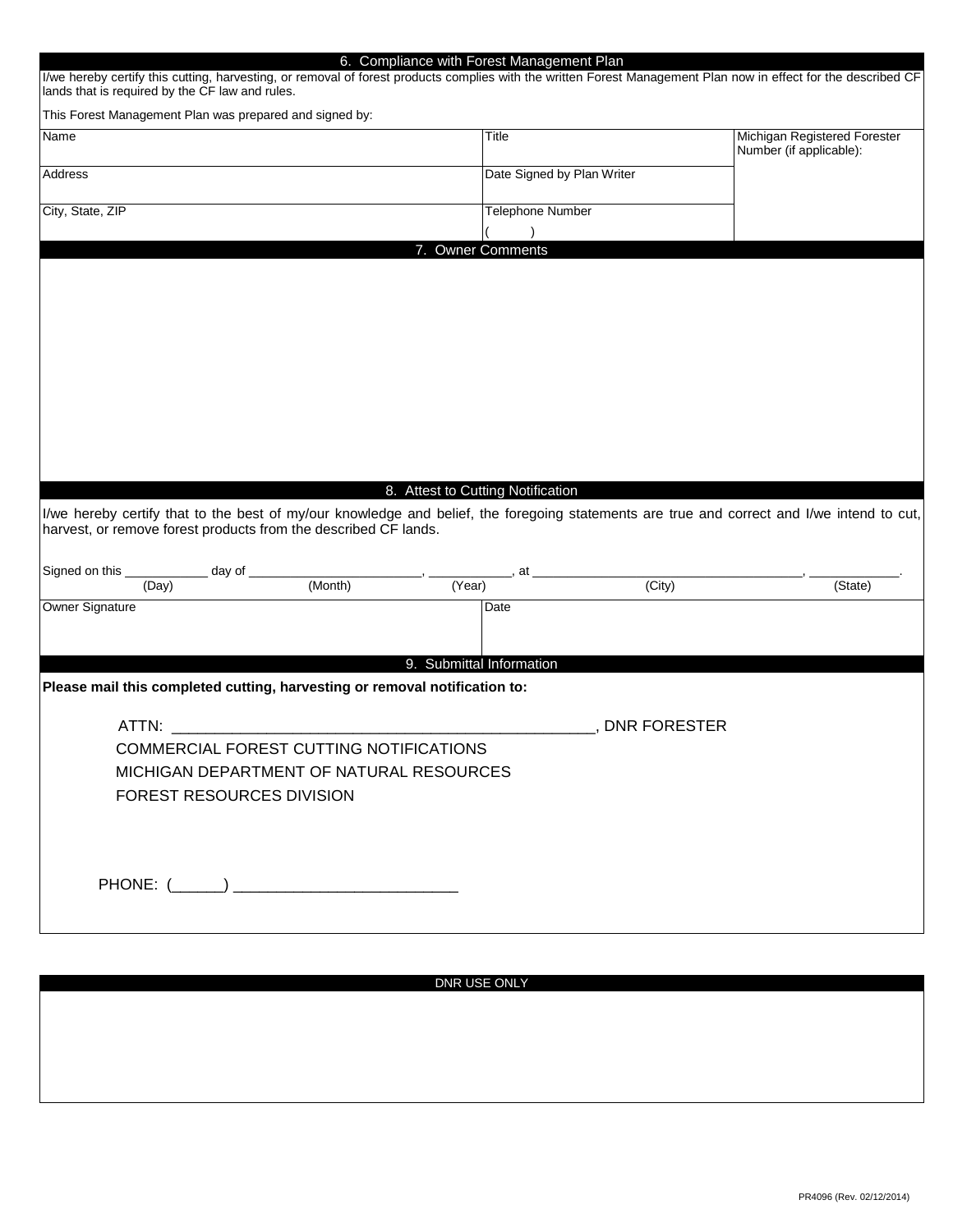## 6. Compliance with Forest Management Plan

I/we hereby certify this cutting, harvesting, or removal of forest products complies with the written Forest Management Plan now in effect for the described CF lands that is required by the CF law and rules.

This Forest Management Plan was prepared and signed by:

| | | |
|---|---|---|
| Name | Title | Michigan Registered Forester Number (if applicable): |
| Address | Date Signed by Plan Writer | |
| City, State, ZIP | Telephone Number<br>( ) | |

## 7. Owner Comments

## 8. Attest to Cutting Notification

I/we hereby certify that to the best of my/our knowledge and belief, the foregoing statements are true and correct and I/we intend to cut, harvest, or remove forest products from the described CF lands.

Signed on this ____________ day of ________________________, ___________, at ______________________________________, _____________.
(Day) (Month) (Year) (City) (State)

| | |
|---|---|
| Owner Signature | Date |

## 9. Submittal Information

**Please mail this completed cutting, harvesting or removal notification to:**

ATTN: ___________________________________________________, DNR FORESTER
COMMERCIAL FOREST CUTTING NOTIFICATIONS
MICHIGAN DEPARTMENT OF NATURAL RESOURCES
FOREST RESOURCES DIVISION

PHONE: (______) __________________________

## DNR USE ONLY

PR4096 (Rev. 02/12/2014)